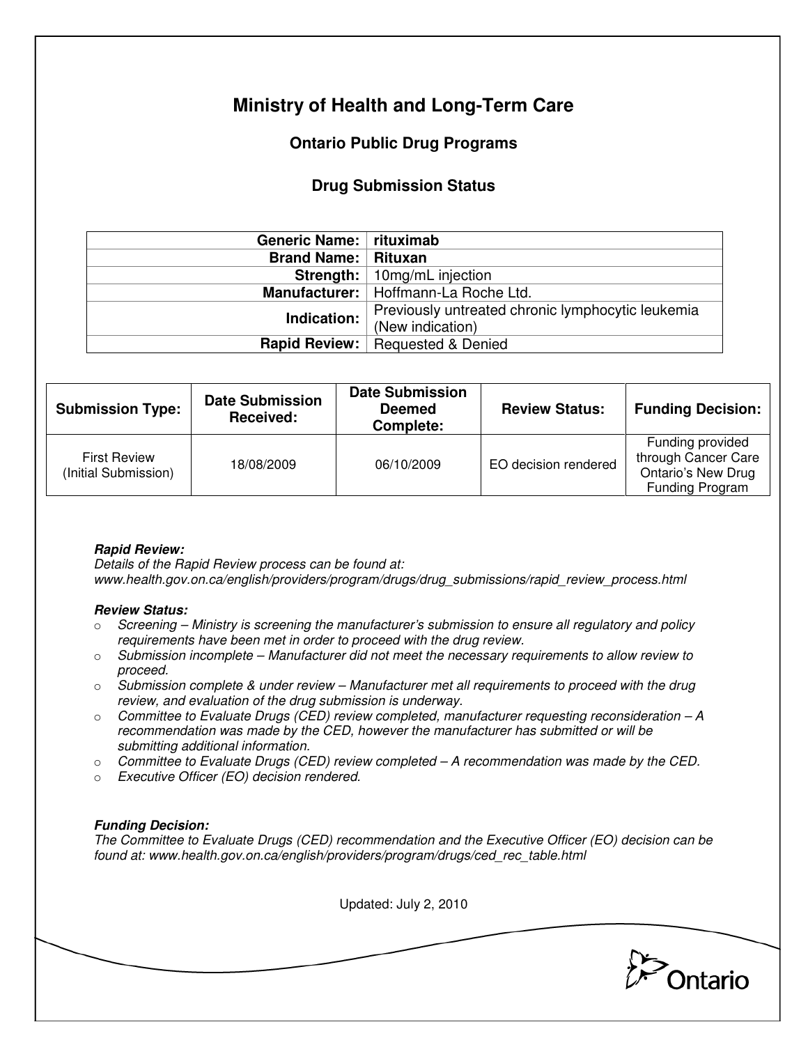# Ministry of Health and Long-Term Care

## Ontario Public Drug Programs

## Drug Submission Status

| | |
|---|---|
| **Generic Name:** | **rituximab** |
| **Brand Name:** | **Rituxan** |
| **Strength:** | 10mg/mL injection |
| **Manufacturer:** | Hoffmann-La Roche Ltd. |
| **Indication:** | Previously untreated chronic lymphocytic leukemia (New indication) |
| **Rapid Review:** | Requested & Denied |

| Submission Type: | Date Submission Received: | Date Submission Deemed Complete: | Review Status: | Funding Decision: |
|---|---|---|---|---|
| First Review (Initial Submission) | 18/08/2009 | 06/10/2009 | EO decision rendered | Funding provided through Cancer Care Ontario's New Drug Funding Program |

***Rapid Review:***
*Details of the Rapid Review process can be found at:*
*www.health.gov.on.ca/english/providers/program/drugs/drug_submissions/rapid_review_process.html*

***Review Status:***

- *Screening – Ministry is screening the manufacturer's submission to ensure all regulatory and policy requirements have been met in order to proceed with the drug review.*
- *Submission incomplete – Manufacturer did not meet the necessary requirements to allow review to proceed.*
- *Submission complete & under review – Manufacturer met all requirements to proceed with the drug review, and evaluation of the drug submission is underway.*
- *Committee to Evaluate Drugs (CED) review completed, manufacturer requesting reconsideration – A recommendation was made by the CED, however the manufacturer has submitted or will be submitting additional information.*
- *Committee to Evaluate Drugs (CED) review completed – A recommendation was made by the CED.*
- *Executive Officer (EO) decision rendered.*

***Funding Decision:***
*The Committee to Evaluate Drugs (CED) recommendation and the Executive Officer (EO) decision can be found at: www.health.gov.on.ca/english/providers/program/drugs/ced_rec_table.html*

Updated: July 2, 2010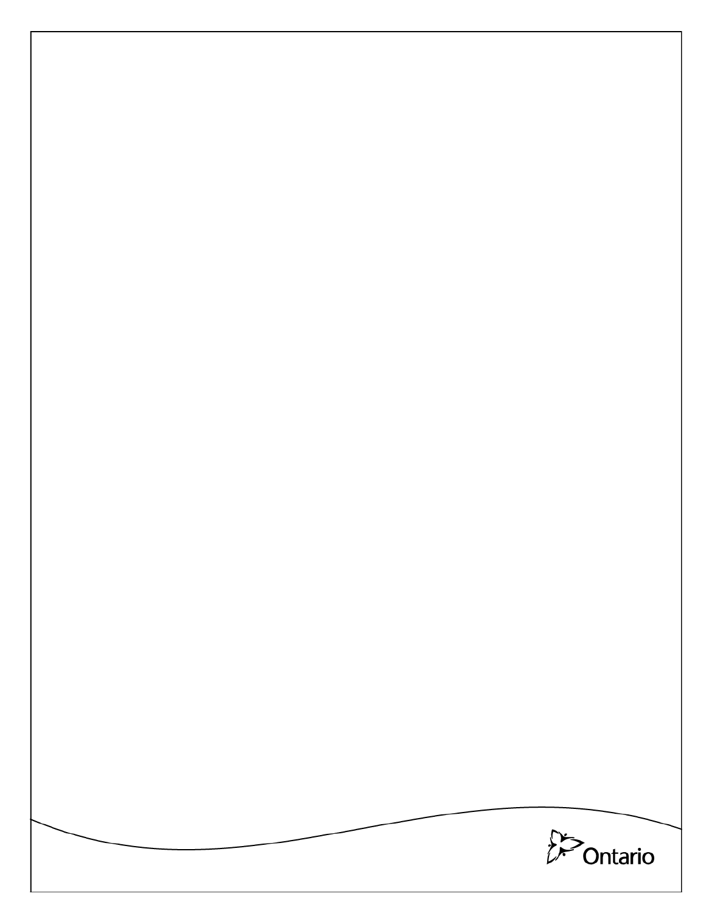Ontario